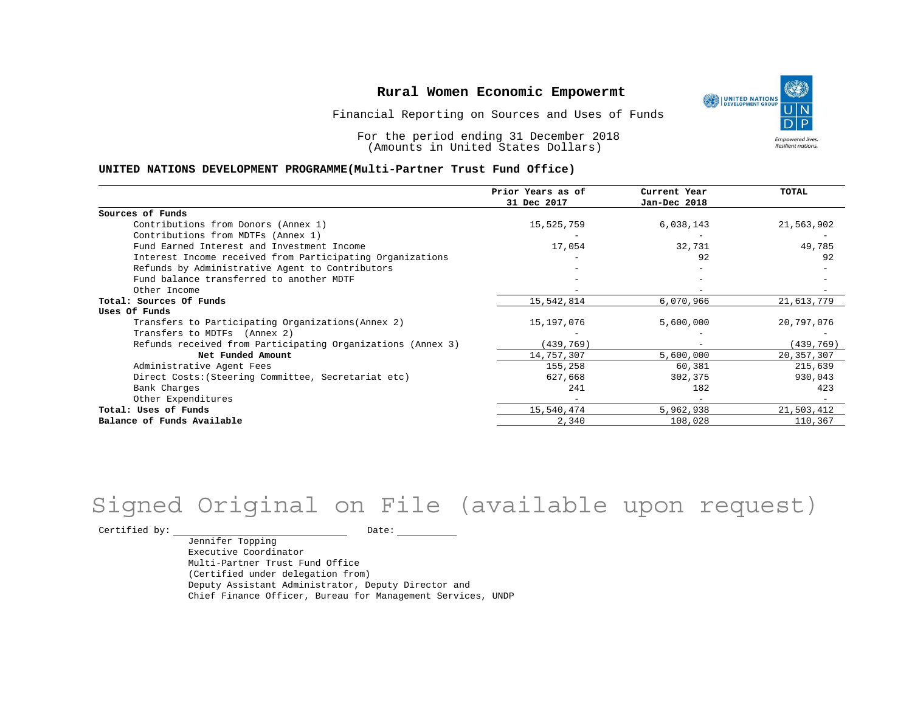# Rural Women Economic Empowermt

Financial Reporting on Sources and Uses of Funds

For the period ending 31 December 2018
(Amounts in United States Dollars)

**UNITED NATIONS DEVELOPMENT PROGRAMME(Multi-Partner Trust Fund Office)**

| | Prior Years as of 31 Dec 2017 | Current Year Jan-Dec 2018 | TOTAL |
|---|---|---|---|
| **Sources of Funds** | | | |
| Contributions from Donors (Annex 1) | 15,525,759 | 6,038,143 | 21,563,902 |
| Contributions from MDTFs (Annex 1) | - | - | - |
| Fund Earned Interest and Investment Income | 17,054 | 32,731 | 49,785 |
| Interest Income received from Participating Organizations | - | 92 | 92 |
| Refunds by Administrative Agent to Contributors | - | - | - |
| Fund balance transferred to another MDTF | - | - | - |
| Other Income | - | - | - |
| **Total: Sources Of Funds** | 15,542,814 | 6,070,966 | 21,613,779 |
| **Uses Of Funds** | | | |
| Transfers to Participating Organizations(Annex 2) | 15,197,076 | 5,600,000 | 20,797,076 |
| Transfers to MDTFs (Annex 2) | - | - | - |
| Refunds received from Participating Organizations (Annex 3) | (439,769) | - | (439,769) |
| **Net Funded Amount** | 14,757,307 | 5,600,000 | 20,357,307 |
| Administrative Agent Fees | 155,258 | 60,381 | 215,639 |
| Direct Costs:(Steering Committee, Secretariat etc) | 627,668 | 302,375 | 930,043 |
| Bank Charges | 241 | 182 | 423 |
| Other Expenditures | - | - | - |
| **Total: Uses of Funds** | 15,540,474 | 5,962,938 | 21,503,412 |
| **Balance of Funds Available** | 2,340 | 108,028 | 110,367 |

Signed Original on File (available upon request)

Certified by: ______________________ Date: __________

Jennifer Topping
Executive Coordinator
Multi-Partner Trust Fund Office
(Certified under delegation from)
Deputy Assistant Administrator, Deputy Director and
Chief Finance Officer, Bureau for Management Services, UNDP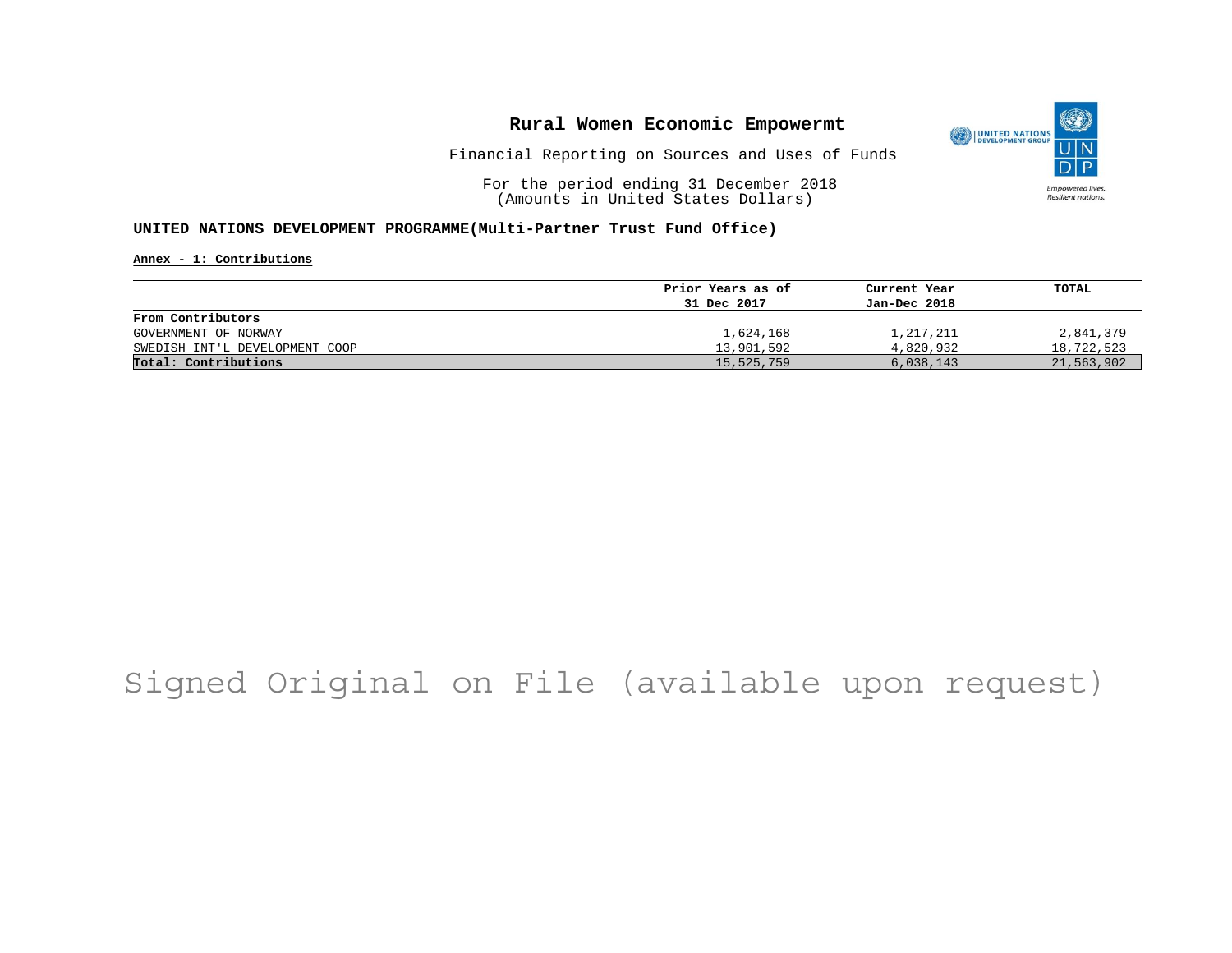# Rural Women Economic Empowermt

Financial Reporting on Sources and Uses of Funds

For the period ending 31 December 2018
(Amounts in United States Dollars)

**UNITED NATIONS DEVELOPMENT PROGRAMME(Multi-Partner Trust Fund Office)**

**Annex - 1: Contributions**

| | Prior Years as of 31 Dec 2017 | Current Year Jan-Dec 2018 | TOTAL |
|---|---|---|---|
| **From Contributors** | | | |
| GOVERNMENT OF NORWAY | 1,624,168 | 1,217,211 | 2,841,379 |
| SWEDISH INT'L DEVELOPMENT COOP | 13,901,592 | 4,820,932 | 18,722,523 |
| **Total: Contributions** | 15,525,759 | 6,038,143 | 21,563,902 |

Signed Original on File (available upon request)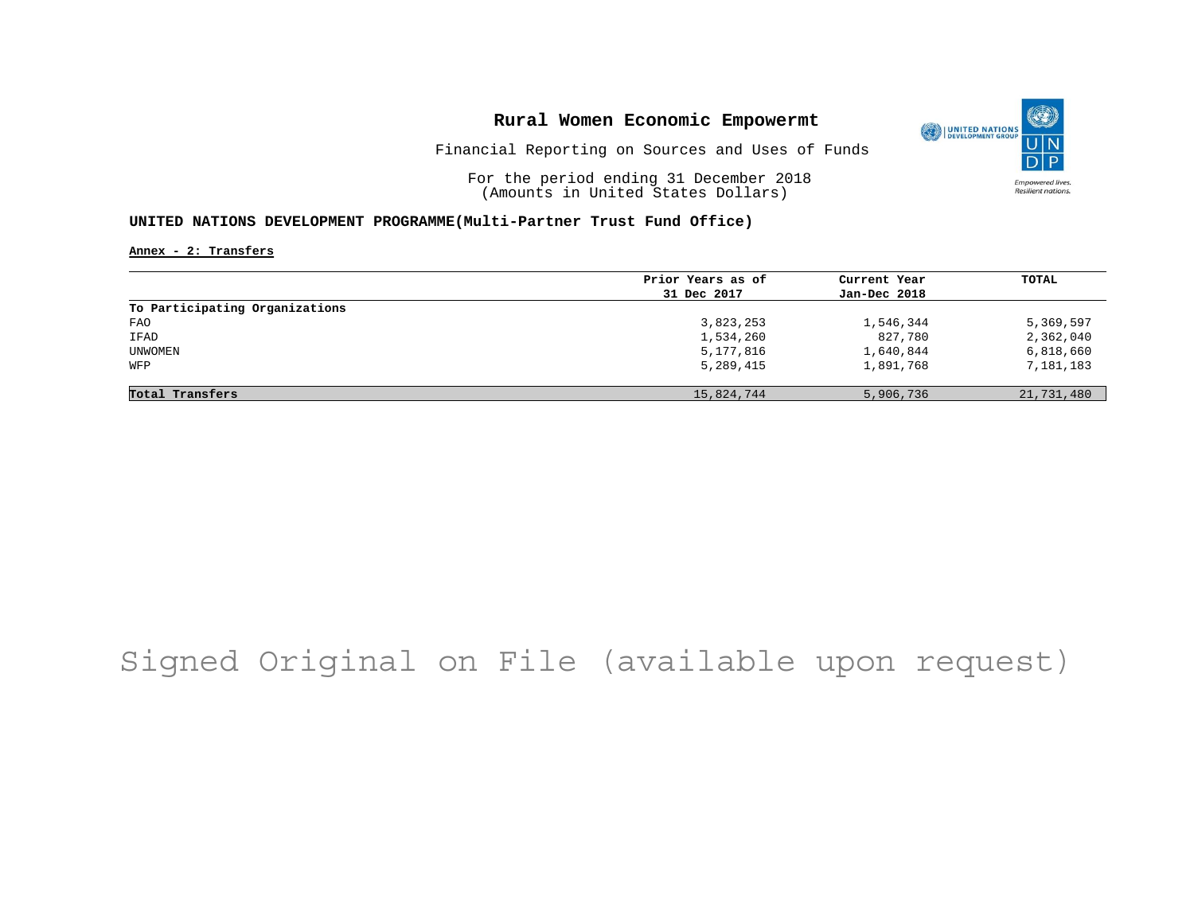# Rural Women Economic Empowermt

Financial Reporting on Sources and Uses of Funds

For the period ending 31 December 2018
(Amounts in United States Dollars)

**UNITED NATIONS DEVELOPMENT PROGRAMME(Multi-Partner Trust Fund Office)**

**Annex - 2: Transfers**

| | Prior Years as of 31 Dec 2017 | Current Year Jan-Dec 2018 | TOTAL |
|---|---|---|---|
| **To Participating Organizations** | | | |
| FAO | 3,823,253 | 1,546,344 | 5,369,597 |
| IFAD | 1,534,260 | 827,780 | 2,362,040 |
| UNWOMEN | 5,177,816 | 1,640,844 | 6,818,660 |
| WFP | 5,289,415 | 1,891,768 | 7,181,183 |
| **Total Transfers** | 15,824,744 | 5,906,736 | 21,731,480 |

Signed Original on File (available upon request)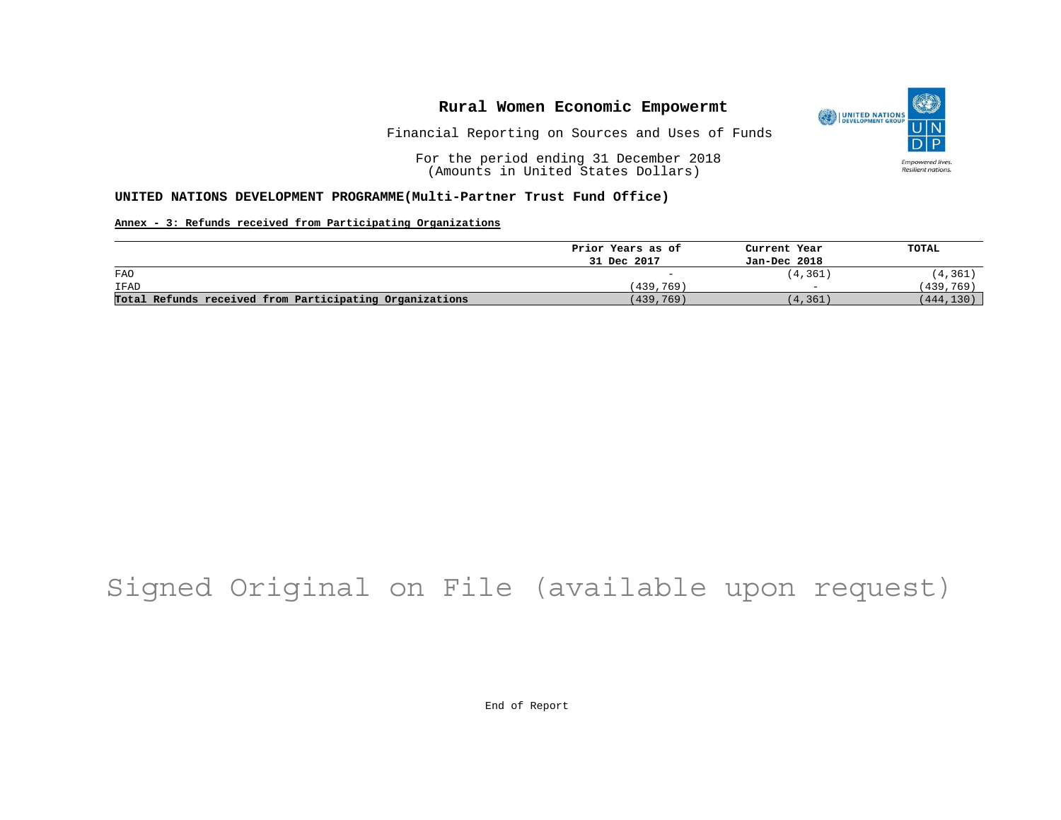# Rural Women Economic Empowermt

Financial Reporting on Sources and Uses of Funds

For the period ending 31 December 2018
(Amounts in United States Dollars)

**UNITED NATIONS DEVELOPMENT PROGRAMME(Multi-Partner Trust Fund Office)**

**Annex - 3: Refunds received from Participating Organizations**

| | Prior Years as of 31 Dec 2017 | Current Year Jan-Dec 2018 | TOTAL |
|---|---|---|---|
| FAO | - | (4,361) | (4,361) |
| IFAD | (439,769) | - | (439,769) |
| **Total Refunds received from Participating Organizations** | (439,769) | (4,361) | (444,130) |

Signed Original on File (available upon request)

End of Report